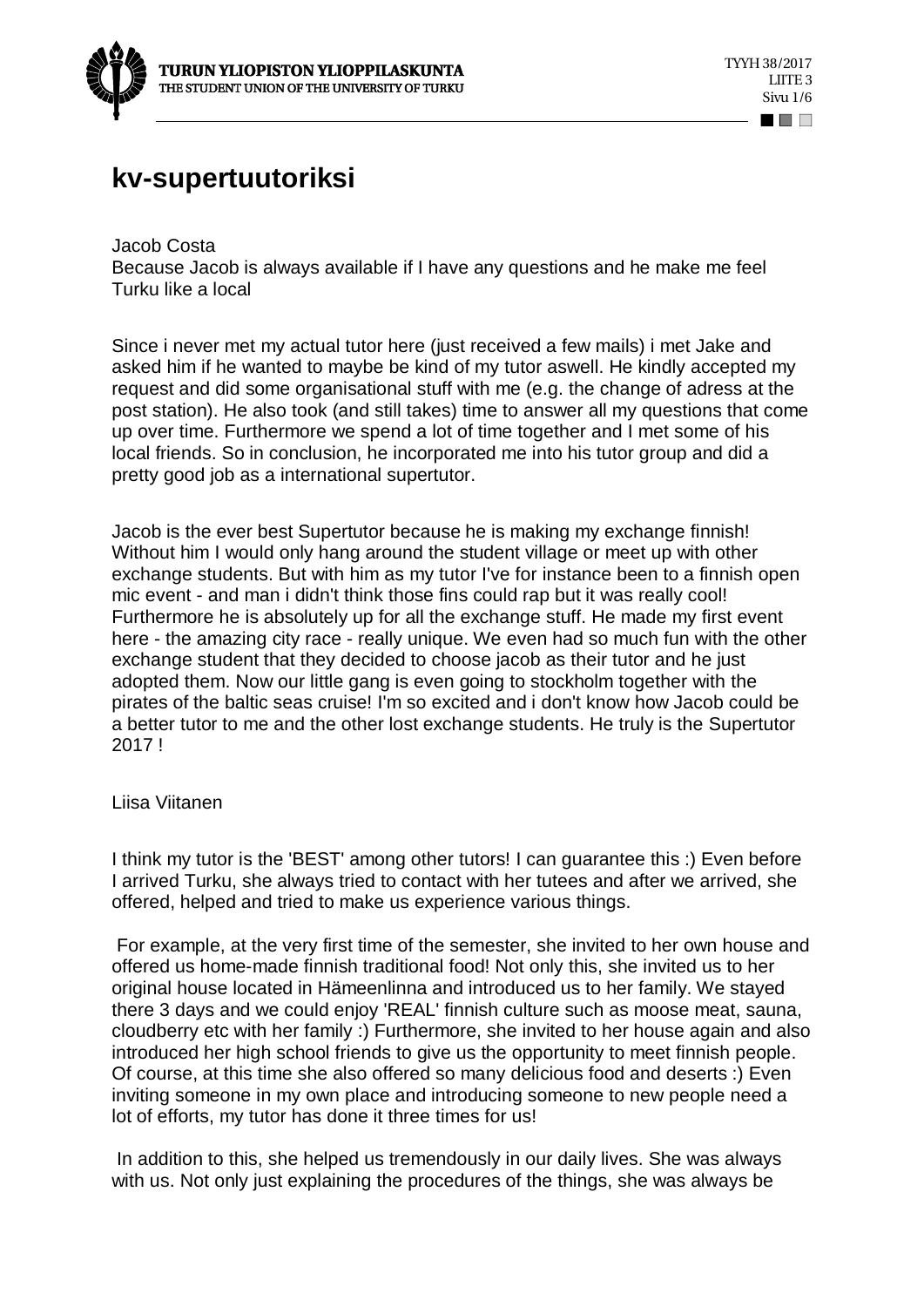# kv-supertuutoriksi

Jacob Costa
Because Jacob is always available if I have any questions and he make me feel Turku like a local

Since i never met my actual tutor here (just received a few mails) i met Jake and asked him if he wanted to maybe be kind of my tutor aswell. He kindly accepted my request and did some organisational stuff with me (e.g. the change of adress at the post station). He also took (and still takes) time to answer all my questions that come up over time. Furthermore we spend a lot of time together and I met some of his local friends. So in conclusion, he incorporated me into his tutor group and did a pretty good job as a international supertutor.

Jacob is the ever best Supertutor because he is making my exchange finnish! Without him I would only hang around the student village or meet up with other exchange students. But with him as my tutor I've for instance been to a finnish open mic event - and man i didn't think those fins could rap but it was really cool! Furthermore he is absolutely up for all the exchange stuff. He made my first event here - the amazing city race - really unique. We even had so much fun with the other exchange student that they decided to choose jacob as their tutor and he just adopted them. Now our little gang is even going to stockholm together with the pirates of the baltic seas cruise! I'm so excited and i don't know how Jacob could be a better tutor to me and the other lost exchange students. He truly is the Supertutor 2017 !

Liisa Viitanen

I think my tutor is the 'BEST' among other tutors! I can guarantee this :) Even before I arrived Turku, she always tried to contact with her tutees and after we arrived, she offered, helped and tried to make us experience various things.

For example, at the very first time of the semester, she invited to her own house and offered us home-made finnish traditional food! Not only this, she invited us to her original house located in Hämeenlinna and introduced us to her family. We stayed there 3 days and we could enjoy 'REAL' finnish culture such as moose meat, sauna, cloudberry etc with her family :) Furthermore, she invited to her house again and also introduced her high school friends to give us the opportunity to meet finnish people. Of course, at this time she also offered so many delicious food and deserts :) Even inviting someone in my own place and introducing someone to new people need a lot of efforts, my tutor has done it three times for us!

In addition to this, she helped us tremendously in our daily lives. She was always with us. Not only just explaining the procedures of the things, she was always be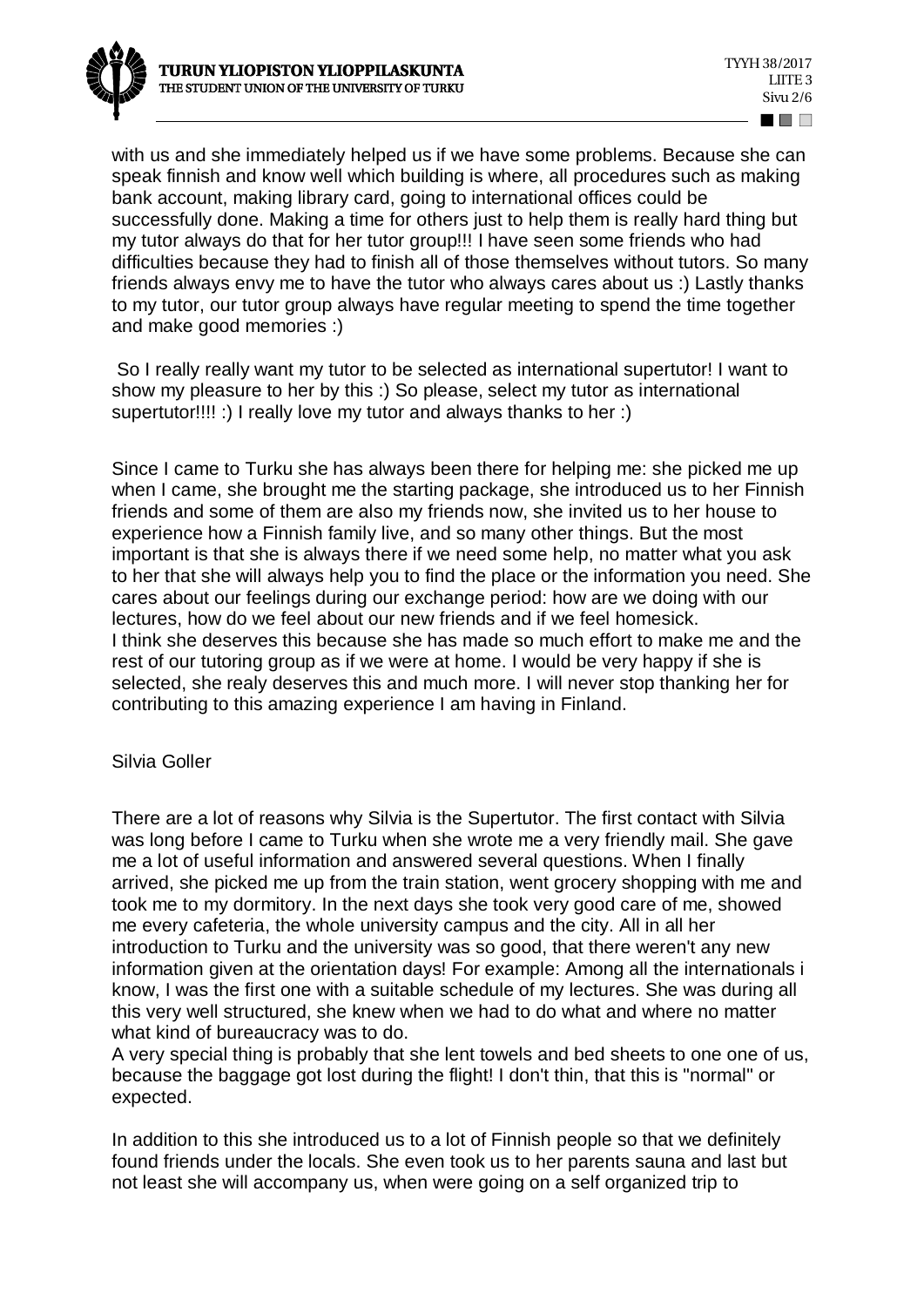with us and she immediately helped us if we have some problems. Because she can speak finnish and know well which building is where, all procedures such as making bank account, making library card, going to international offices could be successfully done. Making a time for others just to help them is really hard thing but my tutor always do that for her tutor group!!! I have seen some friends who had difficulties because they had to finish all of those themselves without tutors. So many friends always envy me to have the tutor who always cares about us :) Lastly thanks to my tutor, our tutor group always have regular meeting to spend the time together and make good memories :)

So I really really want my tutor to be selected as international supertutor! I want to show my pleasure to her by this :) So please, select my tutor as international supertutor!!!! :) I really love my tutor and always thanks to her :)

Since I came to Turku she has always been there for helping me: she picked me up when I came, she brought me the starting package, she introduced us to her Finnish friends and some of them are also my friends now, she invited us to her house to experience how a Finnish family live, and so many other things. But the most important is that she is always there if we need some help, no matter what you ask to her that she will always help you to find the place or the information you need. She cares about our feelings during our exchange period: how are we doing with our lectures, how do we feel about our new friends and if we feel homesick.
I think she deserves this because she has made so much effort to make me and the rest of our tutoring group as if we were at home. I would be very happy if she is selected, she realy deserves this and much more. I will never stop thanking her for contributing to this amazing experience I am having in Finland.

Silvia Goller

There are a lot of reasons why Silvia is the Supertutor. The first contact with Silvia was long before I came to Turku when she wrote me a very friendly mail. She gave me a lot of useful information and answered several questions. When I finally arrived, she picked me up from the train station, went grocery shopping with me and took me to my dormitory. In the next days she took very good care of me, showed me every cafeteria, the whole university campus and the city. All in all her introduction to Turku and the university was so good, that there weren't any new information given at the orientation days! For example: Among all the internationals i know, I was the first one with a suitable schedule of my lectures. She was during all this very well structured, she knew when we had to do what and where no matter what kind of bureaucracy was to do.
A very special thing is probably that she lent towels and bed sheets to one one of us, because the baggage got lost during the flight! I don't thin, that this is "normal" or expected.

In addition to this she introduced us to a lot of Finnish people so that we definitely found friends under the locals. She even took us to her parents sauna and last but not least she will accompany us, when were going on a self organized trip to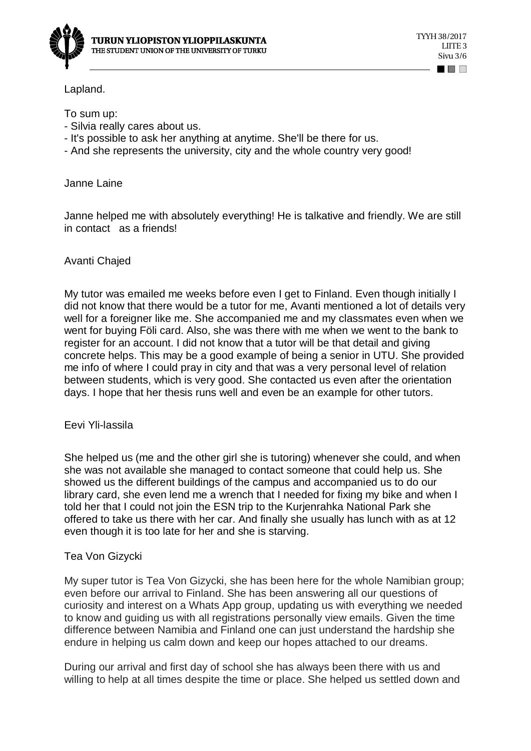Lapland.

To sum up:
- Silvia really cares about us.
- It's possible to ask her anything at anytime. She'll be there for us.
- And she represents the university, city and the whole country very good!

Janne Laine

Janne helped me with absolutely everything! He is talkative and friendly. We are still in contact as a friends!

Avanti Chajed

My tutor was emailed me weeks before even I get to Finland. Even though initially I did not know that there would be a tutor for me, Avanti mentioned a lot of details very well for a foreigner like me. She accompanied me and my classmates even when we went for buying Föli card. Also, she was there with me when we went to the bank to register for an account. I did not know that a tutor will be that detail and giving concrete helps. This may be a good example of being a senior in UTU. She provided me info of where I could pray in city and that was a very personal level of relation between students, which is very good. She contacted us even after the orientation days. I hope that her thesis runs well and even be an example for other tutors.

Eevi Yli-lassila

She helped us (me and the other girl she is tutoring) whenever she could, and when she was not available she managed to contact someone that could help us. She showed us the different buildings of the campus and accompanied us to do our library card, she even lend me a wrench that I needed for fixing my bike and when I told her that I could not join the ESN trip to the Kurjenrahka National Park she offered to take us there with her car. And finally she usually has lunch with as at 12 even though it is too late for her and she is starving.

Tea Von Gizycki

My super tutor is Tea Von Gizycki, she has been here for the whole Namibian group; even before our arrival to Finland. She has been answering all our questions of curiosity and interest on a Whats App group, updating us with everything we needed to know and guiding us with all registrations personally view emails. Given the time difference between Namibia and Finland one can just understand the hardship she endure in helping us calm down and keep our hopes attached to our dreams.

During our arrival and first day of school she has always been there with us and willing to help at all times despite the time or place. She helped us settled down and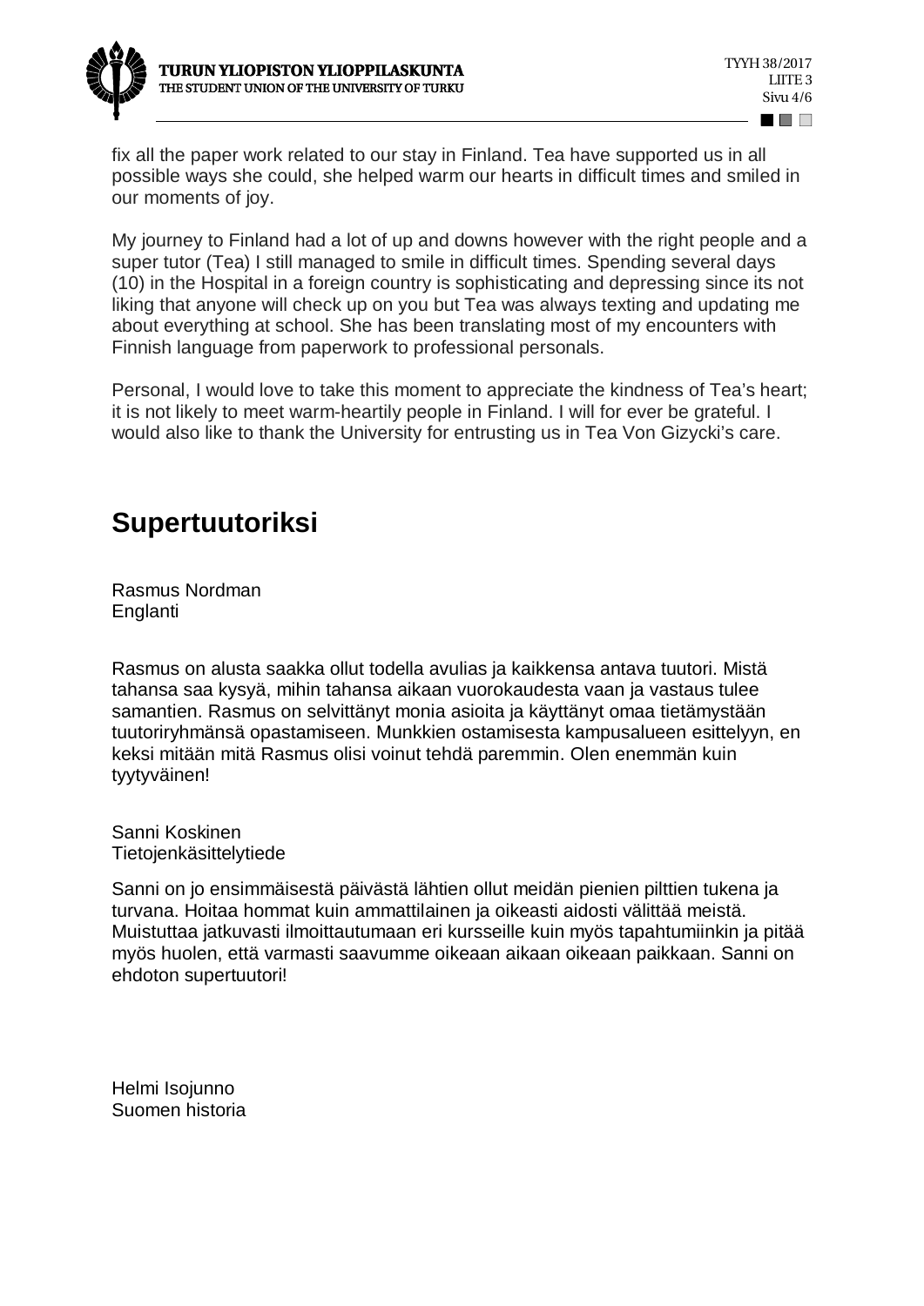fix all the paper work related to our stay in Finland. Tea have supported us in all possible ways she could, she helped warm our hearts in difficult times and smiled in our moments of joy.

My journey to Finland had a lot of up and downs however with the right people and a super tutor (Tea) I still managed to smile in difficult times. Spending several days (10) in the Hospital in a foreign country is sophisticating and depressing since its not liking that anyone will check up on you but Tea was always texting and updating me about everything at school. She has been translating most of my encounters with Finnish language from paperwork to professional personals.

Personal, I would love to take this moment to appreciate the kindness of Tea's heart; it is not likely to meet warm-heartily people in Finland. I will for ever be grateful. I would also like to thank the University for entrusting us in Tea Von Gizycki's care.

# Supertuutoriksi

Rasmus Nordman
Englanti

Rasmus on alusta saakka ollut todella avulias ja kaikkensa antava tuutori. Mistä tahansa saa kysyä, mihin tahansa aikaan vuorokaudesta vaan ja vastaus tulee samantien. Rasmus on selvittänyt monia asioita ja käyttänyt omaa tietämystään tuutoriryhmänsä opastamiseen. Munkkien ostamisesta kampusalueen esittelyyn, en keksi mitään mitä Rasmus olisi voinut tehdä paremmin. Olen enemmän kuin tyytyväinen!

Sanni Koskinen
Tietojenkäsittelytiede

Sanni on jo ensimmäisestä päivästä lähtien ollut meidän pienien pilttien tukena ja turvana. Hoitaa hommat kuin ammattilainen ja oikeasti aidosti välittää meistä. Muistuttaa jatkuvasti ilmoittautumaan eri kursseille kuin myös tapahtumiinkin ja pitää myös huolen, että varmasti saavumme oikeaan aikaan oikeaan paikkaan. Sanni on ehdoton supertuutori!

Helmi Isojunno
Suomen historia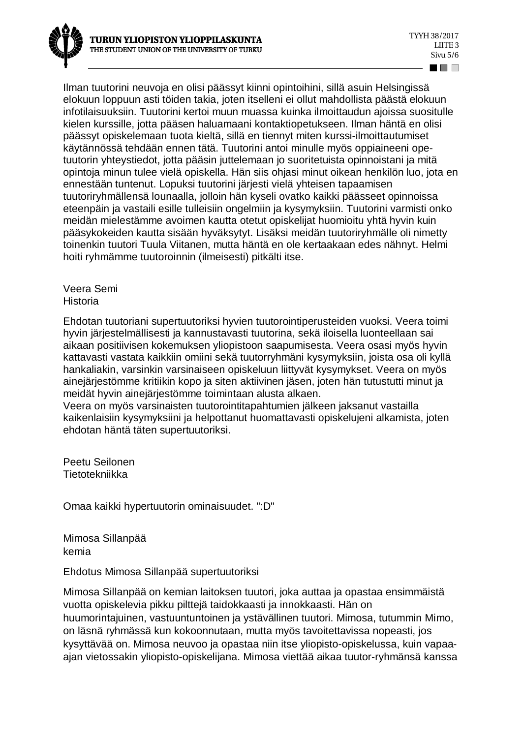Ilman tuutorini neuvoja en olisi päässyt kiinni opintoihini, sillä asuin Helsingissä elokuun loppuun asti töiden takia, joten itselleni ei ollut mahdollista päästä elokuun infotilaisuuksiin. Tuutorini kertoi muun muassa kuinka ilmoittaudun ajoissa suositulle kielen kurssille, jotta pääsen haluamaani kontaktiopetukseen. Ilman häntä en olisi päässyt opiskelemaan tuota kieltä, sillä en tiennyt miten kurssi-ilmoittautumiset käytännössä tehdään ennen tätä. Tuutorini antoi minulle myös oppiaineeni ope-tuutorin yhteystiedot, jotta pääsin juttelemaan jo suoritetuista opinnoistani ja mitä opintoja minun tulee vielä opiskella. Hän siis ohjasi minut oikean henkilön luo, jota en ennestään tuntenut. Lopuksi tuutorini järjesti vielä yhteisen tapaamisen tuutoriryhmällensä lounaalla, jolloin hän kyseli ovatko kaikki päässeet opinnoissa eteenpäin ja vastaili esille tulleisiin ongelmiin ja kysymyksiin. Tuutorini varmisti onko meidän mielestämme avoimen kautta otetut opiskelijat huomioitu yhtä hyvin kuin pääsykokeiden kautta sisään hyväksytyt. Lisäksi meidän tuutoriryhmälle oli nimetty toinenkin tuutori Tuula Viitanen, mutta häntä en ole kertaakaan edes nähnyt. Helmi hoiti ryhmämme tuutoroinnin (ilmeisesti) pitkälti itse.

Veera Semi
Historia

Ehdotan tuutoriani supertuutoriksi hyvien tuutorointiperusteiden vuoksi. Veera toimi hyvin järjestelmällisesti ja kannustavasti tuutorina, sekä iloisella luonteellaan sai aikaan positiivisen kokemuksen yliopistoon saapumisesta. Veera osasi myös hyvin kattavasti vastata kaikkiin omiini sekä tuutorryhmäni kysymyksiin, joista osa oli kyllä hankaliakin, varsinkin varsinaiseen opiskeluun liittyvät kysymykset. Veera on myös ainejärjestömme kritiikin kopo ja siten aktiivinen jäsen, joten hän tutustutti minut ja meidät hyvin ainejärjestömme toimintaan alusta alkaen.
Veera on myös varsinaisten tuutorointitapahtumien jälkeen jaksanut vastailla kaikenlaisiin kysymyksiini ja helpottanut huomattavasti opiskelujeni alkamista, joten ehdotan häntä täten supertuutoriksi.

Peetu Seilonen
Tietotekniikka

Omaa kaikki hypertuutorin ominaisuudet. ":D"

Mimosa Sillanpää
kemia

Ehdotus Mimosa Sillanpää supertuutoriksi

Mimosa Sillanpää on kemian laitoksen tuutori, joka auttaa ja opastaa ensimmäistä vuotta opiskelevia pikku pilttejä taidokkaasti ja innokkaasti. Hän on huumorintajuinen, vastuuntuntoinen ja ystävällinen tuutori. Mimosa, tutummin Mimo, on läsnä ryhmässä kun kokoonnutaan, mutta myös tavoitettavissa nopeasti, jos kysyttävää on. Mimosa neuvoo ja opastaa niin itse yliopisto-opiskelussa, kuin vapaa-ajan vietossakin yliopisto-opiskelijana. Mimosa viettää aikaa tuutor-ryhmänsä kanssa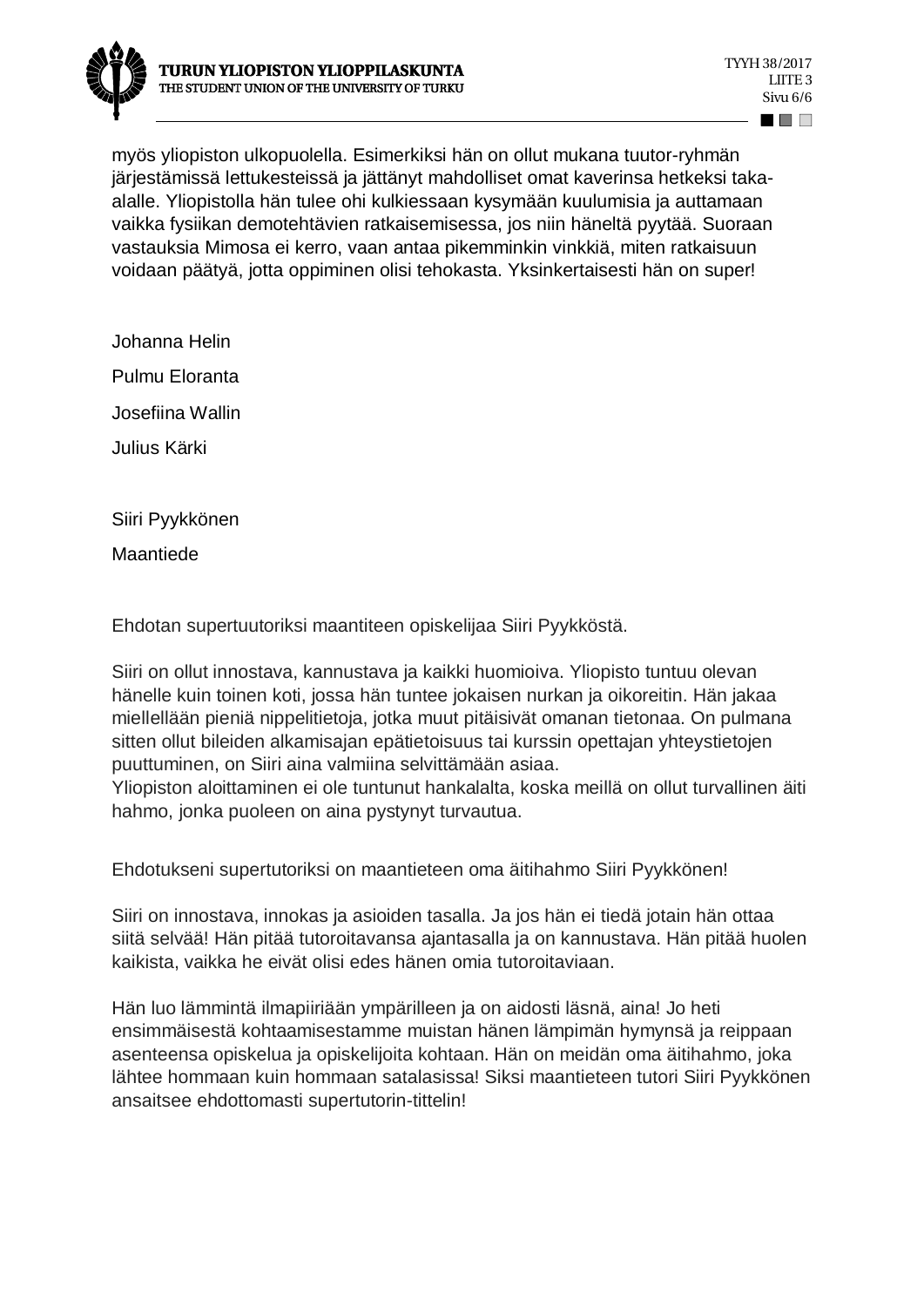myös yliopiston ulkopuolella. Esimerkiksi hän on ollut mukana tuutor-ryhmän järjestämissä lettukesteissä ja jättänyt mahdolliset omat kaverinsa hetkeksi taka-alalle. Yliopistolla hän tulee ohi kulkiessaan kysymään kuulumisia ja auttamaan vaikka fysiikan demotehtävien ratkaisemisessa, jos niin häneltä pyytää. Suoraan vastauksia Mimosa ei kerro, vaan antaa pikemminkin vinkkiä, miten ratkaisuun voidaan päätyä, jotta oppiminen olisi tehokasta. Yksinkertaisesti hän on super!

Johanna Helin

Pulmu Eloranta

Josefiina Wallin

Julius Kärki

Siiri Pyykkönen

Maantiede

Ehdotan supertuutoriksi maantiteen opiskelijaa Siiri Pyykköstä.

Siiri on ollut innostava, kannustava ja kaikki huomioiva. Yliopisto tuntuu olevan hänelle kuin toinen koti, jossa hän tuntee jokaisen nurkan ja oikoreitin. Hän jakaa miellellään pieniä nippelitietoja, jotka muut pitäisivät omanan tietonaa. On pulmana sitten ollut bileiden alkamisajan epätietoisuus tai kurssin opettajan yhteystietojen puuttuminen, on Siiri aina valmiina selvittämään asiaa.
Yliopiston aloittaminen ei ole tuntunut hankalalta, koska meillä on ollut turvallinen äiti hahmo, jonka puoleen on aina pystynyt turvautua.

Ehdotukseni supertutoriksi on maantieteen oma äitihahmo Siiri Pyykkönen!

Siiri on innostava, innokas ja asioiden tasalla. Ja jos hän ei tiedä jotain hän ottaa siitä selvää! Hän pitää tutoroitavansa ajantasalla ja on kannustava. Hän pitää huolen kaikista, vaikka he eivät olisi edes hänen omia tutoroitaviaan.

Hän luo lämmintä ilmapiiriään ympärilleen ja on aidosti läsnä, aina! Jo heti ensimmäisestä kohtaamisestamme muistan hänen lämpimän hymynsä ja reippaan asenteensa opiskelua ja opiskelijoita kohtaan. Hän on meidän oma äitihahmo, joka lähtee hommaan kuin hommaan satalasissa! Siksi maantieteen tutori Siiri Pyykkönen ansaitsee ehdottomasti supertutorin-tittelin!